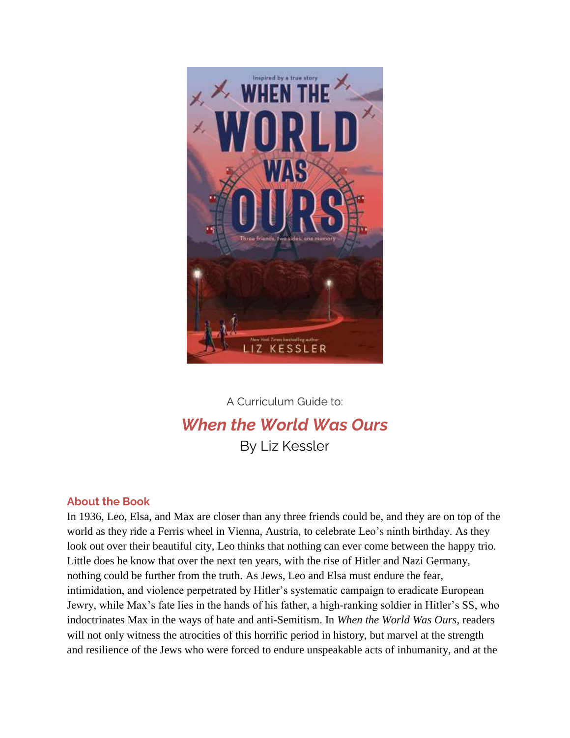A Curriculum Guide to:

# *When the World Was Ours*

By Liz Kessler

## About the Book

In 1936, Leo, Elsa, and Max are closer than any three friends could be, and they are on top of the world as they ride a Ferris wheel in Vienna, Austria, to celebrate Leo's ninth birthday. As they look out over their beautiful city, Leo thinks that nothing can ever come between the happy trio. Little does he know that over the next ten years, with the rise of Hitler and Nazi Germany, nothing could be further from the truth. As Jews, Leo and Elsa must endure the fear, intimidation, and violence perpetrated by Hitler's systematic campaign to eradicate European Jewry, while Max's fate lies in the hands of his father, a high-ranking soldier in Hitler's SS, who indoctrinates Max in the ways of hate and anti-Semitism. In *When the World Was Ours*, readers will not only witness the atrocities of this horrific period in history, but marvel at the strength and resilience of the Jews who were forced to endure unspeakable acts of inhumanity, and at the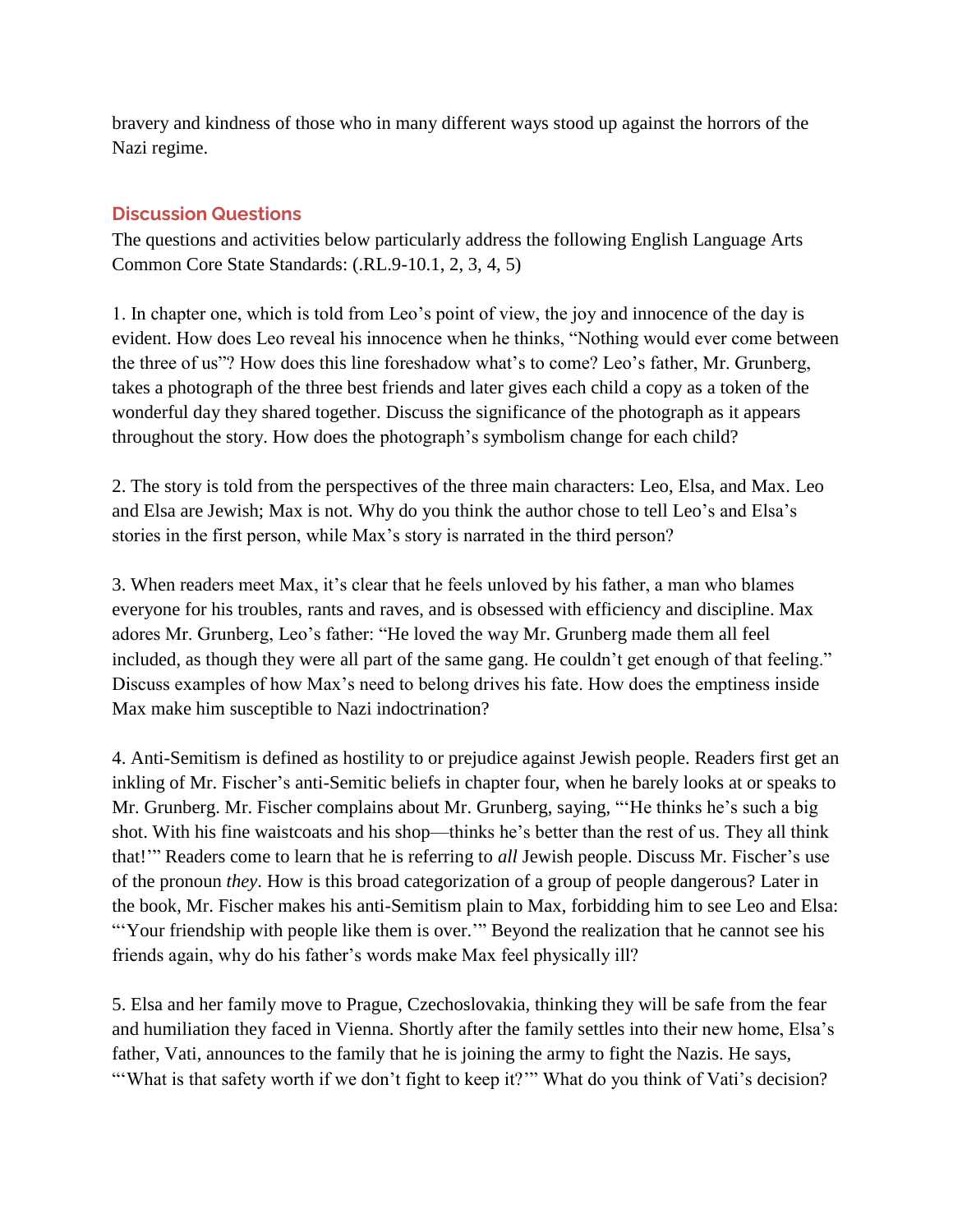bravery and kindness of those who in many different ways stood up against the horrors of the Nazi regime.

## Discussion Questions

The questions and activities below particularly address the following English Language Arts Common Core State Standards: (.RL.9-10.1, 2, 3, 4, 5)

1. In chapter one, which is told from Leo's point of view, the joy and innocence of the day is evident. How does Leo reveal his innocence when he thinks, "Nothing would ever come between the three of us"? How does this line foreshadow what's to come? Leo's father, Mr. Grunberg, takes a photograph of the three best friends and later gives each child a copy as a token of the wonderful day they shared together. Discuss the significance of the photograph as it appears throughout the story. How does the photograph's symbolism change for each child?

2. The story is told from the perspectives of the three main characters: Leo, Elsa, and Max. Leo and Elsa are Jewish; Max is not. Why do you think the author chose to tell Leo's and Elsa's stories in the first person, while Max's story is narrated in the third person?

3. When readers meet Max, it's clear that he feels unloved by his father, a man who blames everyone for his troubles, rants and raves, and is obsessed with efficiency and discipline. Max adores Mr. Grunberg, Leo's father: "He loved the way Mr. Grunberg made them all feel included, as though they were all part of the same gang. He couldn't get enough of that feeling." Discuss examples of how Max's need to belong drives his fate. How does the emptiness inside Max make him susceptible to Nazi indoctrination?

4. Anti-Semitism is defined as hostility to or prejudice against Jewish people. Readers first get an inkling of Mr. Fischer's anti-Semitic beliefs in chapter four, when he barely looks at or speaks to Mr. Grunberg. Mr. Fischer complains about Mr. Grunberg, saying, "'He thinks he's such a big shot. With his fine waistcoats and his shop—thinks he's better than the rest of us. They all think that!'" Readers come to learn that he is referring to *all* Jewish people. Discuss Mr. Fischer's use of the pronoun *they*. How is this broad categorization of a group of people dangerous? Later in the book, Mr. Fischer makes his anti-Semitism plain to Max, forbidding him to see Leo and Elsa: "'Your friendship with people like them is over.'" Beyond the realization that he cannot see his friends again, why do his father's words make Max feel physically ill?

5. Elsa and her family move to Prague, Czechoslovakia, thinking they will be safe from the fear and humiliation they faced in Vienna. Shortly after the family settles into their new home, Elsa's father, Vati, announces to the family that he is joining the army to fight the Nazis. He says, "'What is that safety worth if we don't fight to keep it?'" What do you think of Vati's decision?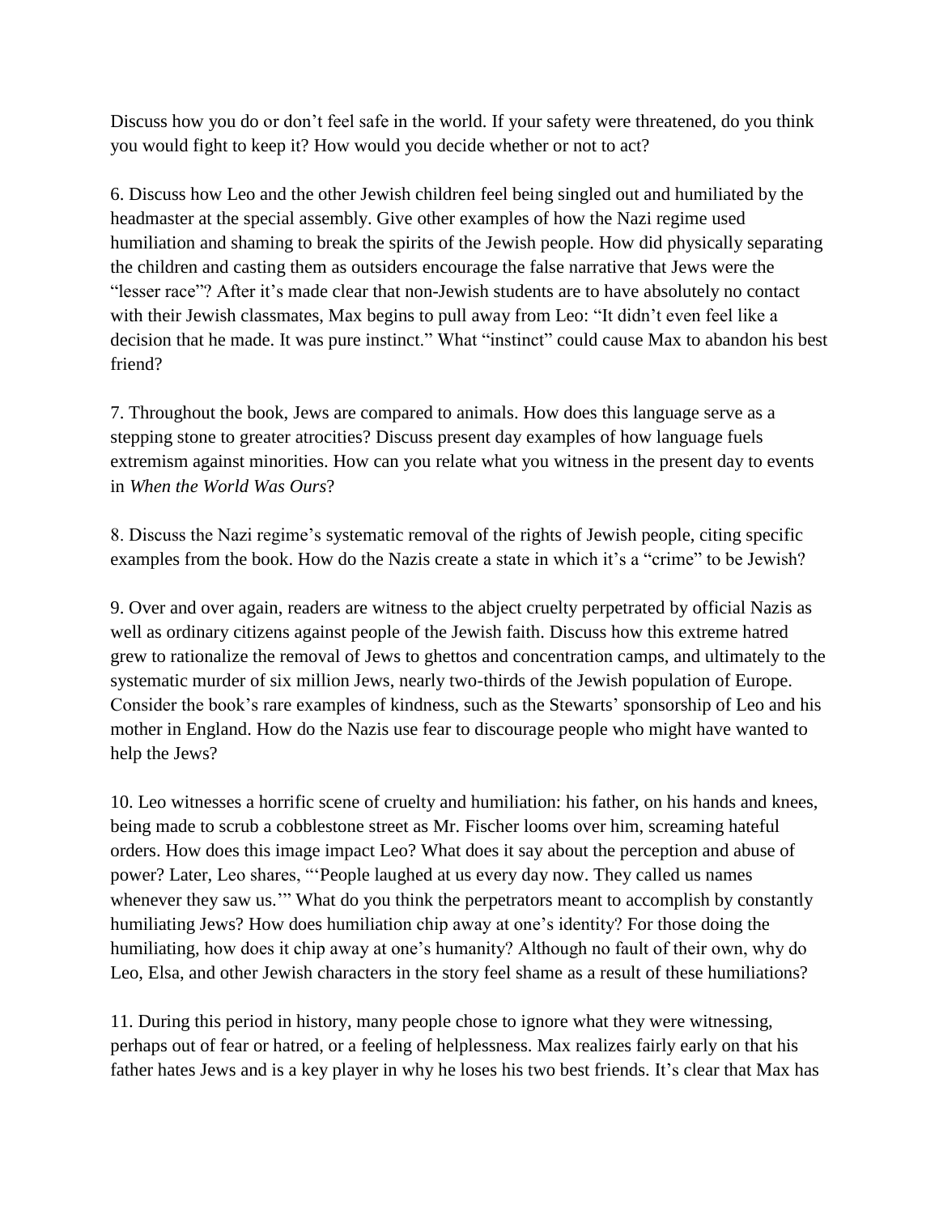Discuss how you do or don't feel safe in the world. If your safety were threatened, do you think you would fight to keep it? How would you decide whether or not to act?

6. Discuss how Leo and the other Jewish children feel being singled out and humiliated by the headmaster at the special assembly. Give other examples of how the Nazi regime used humiliation and shaming to break the spirits of the Jewish people. How did physically separating the children and casting them as outsiders encourage the false narrative that Jews were the "lesser race"? After it's made clear that non-Jewish students are to have absolutely no contact with their Jewish classmates, Max begins to pull away from Leo: "It didn't even feel like a decision that he made. It was pure instinct." What "instinct" could cause Max to abandon his best friend?

7. Throughout the book, Jews are compared to animals. How does this language serve as a stepping stone to greater atrocities? Discuss present day examples of how language fuels extremism against minorities. How can you relate what you witness in the present day to events in *When the World Was Ours*?

8. Discuss the Nazi regime's systematic removal of the rights of Jewish people, citing specific examples from the book. How do the Nazis create a state in which it's a "crime" to be Jewish?

9. Over and over again, readers are witness to the abject cruelty perpetrated by official Nazis as well as ordinary citizens against people of the Jewish faith. Discuss how this extreme hatred grew to rationalize the removal of Jews to ghettos and concentration camps, and ultimately to the systematic murder of six million Jews, nearly two-thirds of the Jewish population of Europe. Consider the book's rare examples of kindness, such as the Stewarts' sponsorship of Leo and his mother in England. How do the Nazis use fear to discourage people who might have wanted to help the Jews?

10. Leo witnesses a horrific scene of cruelty and humiliation: his father, on his hands and knees, being made to scrub a cobblestone street as Mr. Fischer looms over him, screaming hateful orders. How does this image impact Leo? What does it say about the perception and abuse of power? Later, Leo shares, "'People laughed at us every day now. They called us names whenever they saw us.'" What do you think the perpetrators meant to accomplish by constantly humiliating Jews? How does humiliation chip away at one's identity? For those doing the humiliating, how does it chip away at one's humanity? Although no fault of their own, why do Leo, Elsa, and other Jewish characters in the story feel shame as a result of these humiliations?

11. During this period in history, many people chose to ignore what they were witnessing, perhaps out of fear or hatred, or a feeling of helplessness. Max realizes fairly early on that his father hates Jews and is a key player in why he loses his two best friends. It's clear that Max has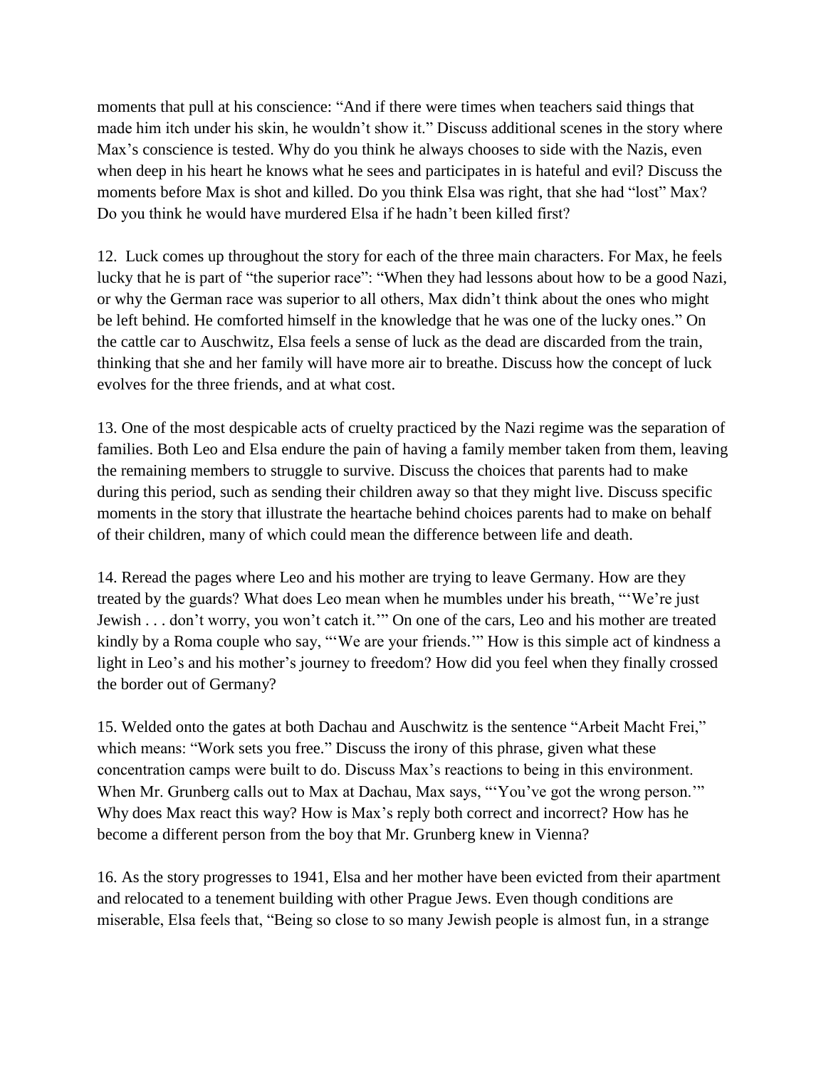moments that pull at his conscience: "And if there were times when teachers said things that made him itch under his skin, he wouldn't show it." Discuss additional scenes in the story where Max's conscience is tested. Why do you think he always chooses to side with the Nazis, even when deep in his heart he knows what he sees and participates in is hateful and evil? Discuss the moments before Max is shot and killed. Do you think Elsa was right, that she had "lost" Max? Do you think he would have murdered Elsa if he hadn't been killed first?

12. Luck comes up throughout the story for each of the three main characters. For Max, he feels lucky that he is part of "the superior race": "When they had lessons about how to be a good Nazi, or why the German race was superior to all others, Max didn't think about the ones who might be left behind. He comforted himself in the knowledge that he was one of the lucky ones." On the cattle car to Auschwitz, Elsa feels a sense of luck as the dead are discarded from the train, thinking that she and her family will have more air to breathe. Discuss how the concept of luck evolves for the three friends, and at what cost.

13. One of the most despicable acts of cruelty practiced by the Nazi regime was the separation of families. Both Leo and Elsa endure the pain of having a family member taken from them, leaving the remaining members to struggle to survive. Discuss the choices that parents had to make during this period, such as sending their children away so that they might live. Discuss specific moments in the story that illustrate the heartache behind choices parents had to make on behalf of their children, many of which could mean the difference between life and death.

14. Reread the pages where Leo and his mother are trying to leave Germany. How are they treated by the guards? What does Leo mean when he mumbles under his breath, "'We're just Jewish . . . don't worry, you won't catch it.'" On one of the cars, Leo and his mother are treated kindly by a Roma couple who say, "'We are your friends.'" How is this simple act of kindness a light in Leo's and his mother's journey to freedom? How did you feel when they finally crossed the border out of Germany?

15. Welded onto the gates at both Dachau and Auschwitz is the sentence "Arbeit Macht Frei," which means: "Work sets you free." Discuss the irony of this phrase, given what these concentration camps were built to do. Discuss Max's reactions to being in this environment. When Mr. Grunberg calls out to Max at Dachau, Max says, "'You've got the wrong person.'" Why does Max react this way? How is Max's reply both correct and incorrect? How has he become a different person from the boy that Mr. Grunberg knew in Vienna?

16. As the story progresses to 1941, Elsa and her mother have been evicted from their apartment and relocated to a tenement building with other Prague Jews. Even though conditions are miserable, Elsa feels that, "Being so close to so many Jewish people is almost fun, in a strange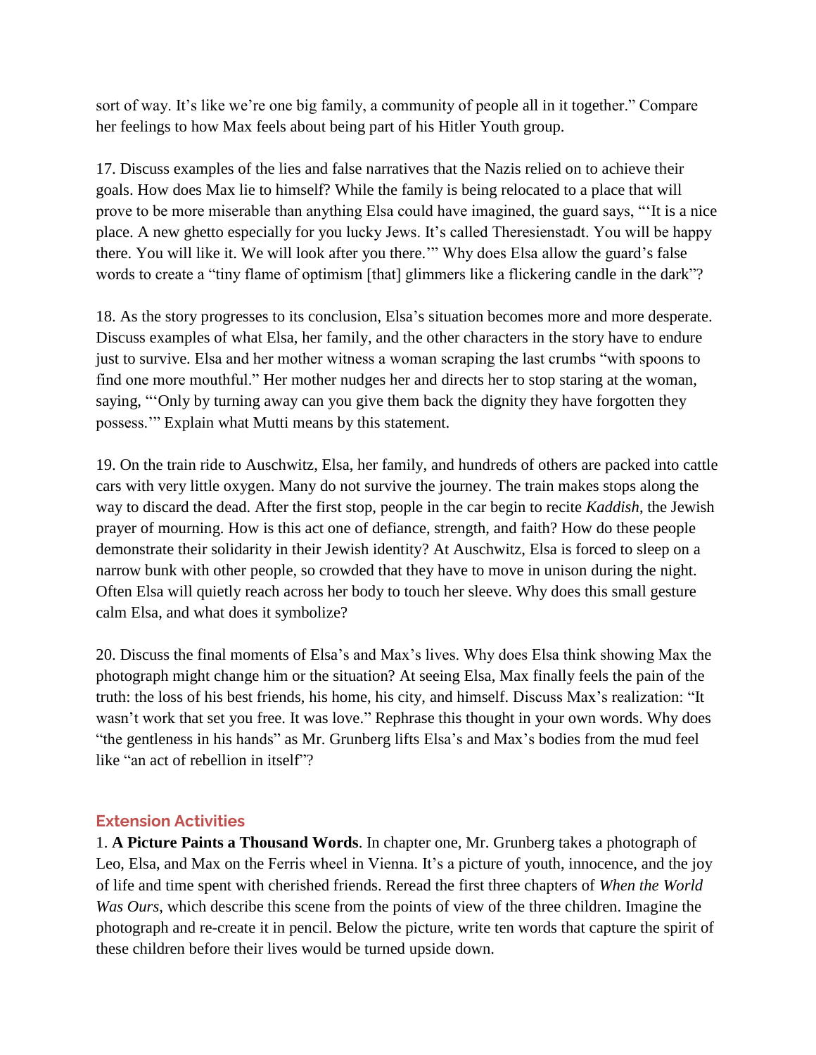sort of way. It's like we're one big family, a community of people all in it together." Compare her feelings to how Max feels about being part of his Hitler Youth group.

17. Discuss examples of the lies and false narratives that the Nazis relied on to achieve their goals. How does Max lie to himself? While the family is being relocated to a place that will prove to be more miserable than anything Elsa could have imagined, the guard says, "'It is a nice place. A new ghetto especially for you lucky Jews. It's called Theresienstadt. You will be happy there. You will like it. We will look after you there.'" Why does Elsa allow the guard's false words to create a "tiny flame of optimism [that] glimmers like a flickering candle in the dark"?

18. As the story progresses to its conclusion, Elsa's situation becomes more and more desperate. Discuss examples of what Elsa, her family, and the other characters in the story have to endure just to survive. Elsa and her mother witness a woman scraping the last crumbs "with spoons to find one more mouthful." Her mother nudges her and directs her to stop staring at the woman, saying, "'Only by turning away can you give them back the dignity they have forgotten they possess.'" Explain what Mutti means by this statement.

19. On the train ride to Auschwitz, Elsa, her family, and hundreds of others are packed into cattle cars with very little oxygen. Many do not survive the journey. The train makes stops along the way to discard the dead. After the first stop, people in the car begin to recite *Kaddish*, the Jewish prayer of mourning. How is this act one of defiance, strength, and faith? How do these people demonstrate their solidarity in their Jewish identity? At Auschwitz, Elsa is forced to sleep on a narrow bunk with other people, so crowded that they have to move in unison during the night. Often Elsa will quietly reach across her body to touch her sleeve. Why does this small gesture calm Elsa, and what does it symbolize?

20. Discuss the final moments of Elsa's and Max's lives. Why does Elsa think showing Max the photograph might change him or the situation? At seeing Elsa, Max finally feels the pain of the truth: the loss of his best friends, his home, his city, and himself. Discuss Max's realization: "It wasn't work that set you free. It was love." Rephrase this thought in your own words. Why does "the gentleness in his hands" as Mr. Grunberg lifts Elsa's and Max's bodies from the mud feel like "an act of rebellion in itself"?

## Extension Activities

1. **A Picture Paints a Thousand Words**. In chapter one, Mr. Grunberg takes a photograph of Leo, Elsa, and Max on the Ferris wheel in Vienna. It's a picture of youth, innocence, and the joy of life and time spent with cherished friends. Reread the first three chapters of *When the World Was Ours*, which describe this scene from the points of view of the three children. Imagine the photograph and re-create it in pencil. Below the picture, write ten words that capture the spirit of these children before their lives would be turned upside down.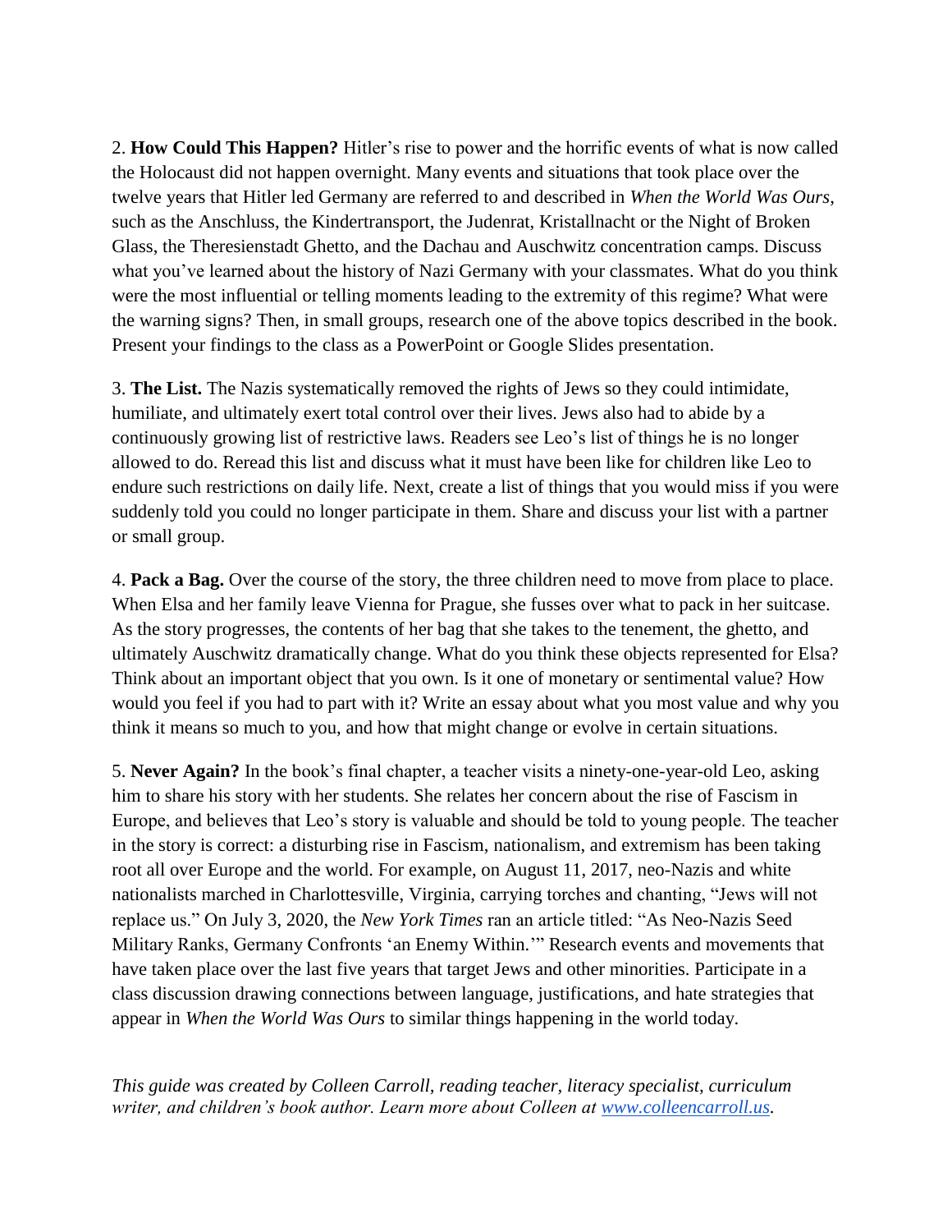2. **How Could This Happen?** Hitler's rise to power and the horrific events of what is now called the Holocaust did not happen overnight. Many events and situations that took place over the twelve years that Hitler led Germany are referred to and described in *When the World Was Ours*, such as the Anschluss, the Kindertransport, the Judenrat, Kristallnacht or the Night of Broken Glass, the Theresienstadt Ghetto, and the Dachau and Auschwitz concentration camps. Discuss what you've learned about the history of Nazi Germany with your classmates. What do you think were the most influential or telling moments leading to the extremity of this regime? What were the warning signs? Then, in small groups, research one of the above topics described in the book. Present your findings to the class as a PowerPoint or Google Slides presentation.

3. **The List.** The Nazis systematically removed the rights of Jews so they could intimidate, humiliate, and ultimately exert total control over their lives. Jews also had to abide by a continuously growing list of restrictive laws. Readers see Leo's list of things he is no longer allowed to do. Reread this list and discuss what it must have been like for children like Leo to endure such restrictions on daily life. Next, create a list of things that you would miss if you were suddenly told you could no longer participate in them. Share and discuss your list with a partner or small group.

4. **Pack a Bag.** Over the course of the story, the three children need to move from place to place. When Elsa and her family leave Vienna for Prague, she fusses over what to pack in her suitcase. As the story progresses, the contents of her bag that she takes to the tenement, the ghetto, and ultimately Auschwitz dramatically change. What do you think these objects represented for Elsa? Think about an important object that you own. Is it one of monetary or sentimental value? How would you feel if you had to part with it? Write an essay about what you most value and why you think it means so much to you, and how that might change or evolve in certain situations.

5. **Never Again?** In the book's final chapter, a teacher visits a ninety-one-year-old Leo, asking him to share his story with her students. She relates her concern about the rise of Fascism in Europe, and believes that Leo's story is valuable and should be told to young people. The teacher in the story is correct: a disturbing rise in Fascism, nationalism, and extremism has been taking root all over Europe and the world. For example, on August 11, 2017, neo-Nazis and white nationalists marched in Charlottesville, Virginia, carrying torches and chanting, "Jews will not replace us." On July 3, 2020, the *New York Times* ran an article titled: "As Neo-Nazis Seed Military Ranks, Germany Confronts 'an Enemy Within.'" Research events and movements that have taken place over the last five years that target Jews and other minorities. Participate in a class discussion drawing connections between language, justifications, and hate strategies that appear in *When the World Was Ours* to similar things happening in the world today.

*This guide was created by Colleen Carroll, reading teacher, literacy specialist, curriculum writer, and children's book author. Learn more about Colleen at [www.colleencarroll.us](http://www.colleencarroll.us).*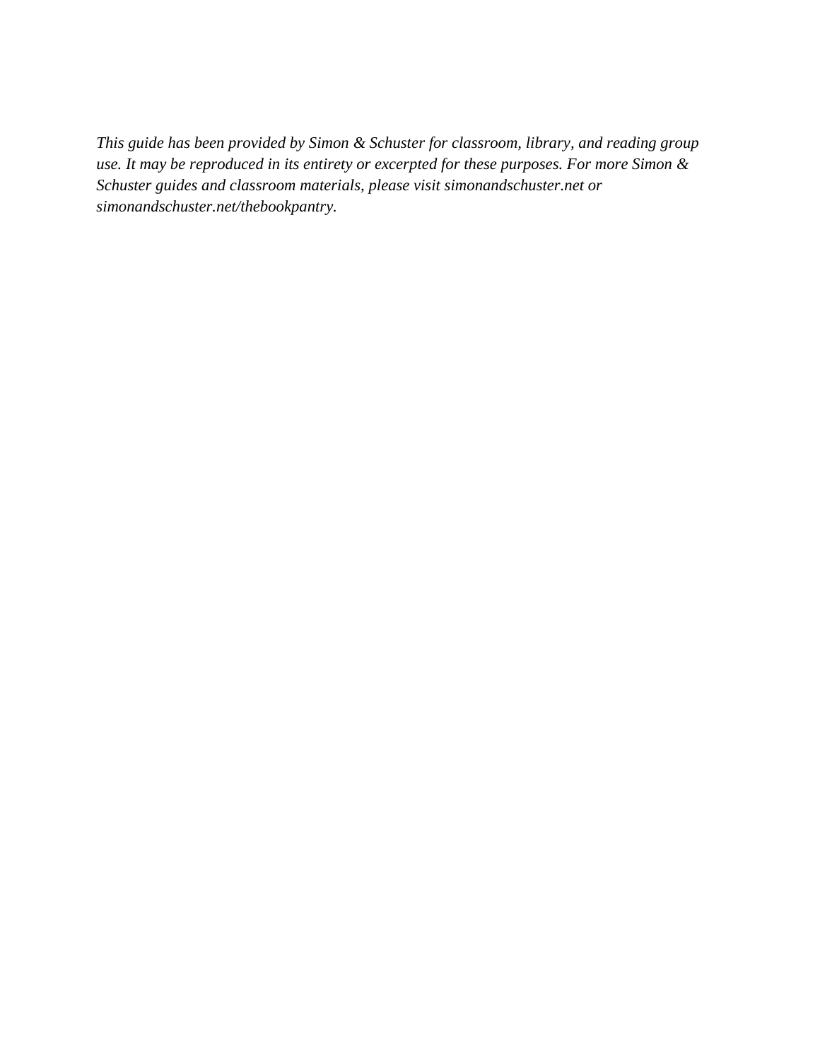*This guide has been provided by Simon & Schuster for classroom, library, and reading group use. It may be reproduced in its entirety or excerpted for these purposes. For more Simon & Schuster guides and classroom materials, please visit simonandschuster.net or simonandschuster.net/thebookpantry.*